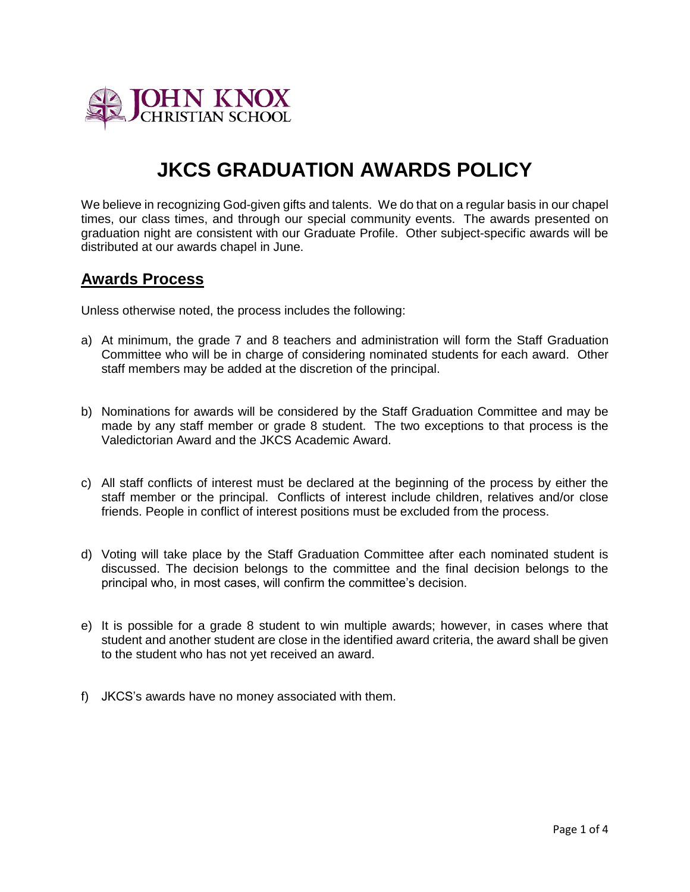# JKCS GRADUATION AWARDS POLICY

We believe in recognizing God-given gifts and talents. We do that on a regular basis in our chapel times, our class times, and through our special community events. The awards presented on graduation night are consistent with our Graduate Profile. Other subject-specific awards will be distributed at our awards chapel in June.

## Awards Process

Unless otherwise noted, the process includes the following:

a) At minimum, the grade 7 and 8 teachers and administration will form the Staff Graduation Committee who will be in charge of considering nominated students for each award. Other staff members may be added at the discretion of the principal.

b) Nominations for awards will be considered by the Staff Graduation Committee and may be made by any staff member or grade 8 student. The two exceptions to that process is the Valedictorian Award and the JKCS Academic Award.

c) All staff conflicts of interest must be declared at the beginning of the process by either the staff member or the principal. Conflicts of interest include children, relatives and/or close friends. People in conflict of interest positions must be excluded from the process.

d) Voting will take place by the Staff Graduation Committee after each nominated student is discussed. The decision belongs to the committee and the final decision belongs to the principal who, in most cases, will confirm the committee's decision.

e) It is possible for a grade 8 student to win multiple awards; however, in cases where that student and another student are close in the identified award criteria, the award shall be given to the student who has not yet received an award.

f) JKCS's awards have no money associated with them.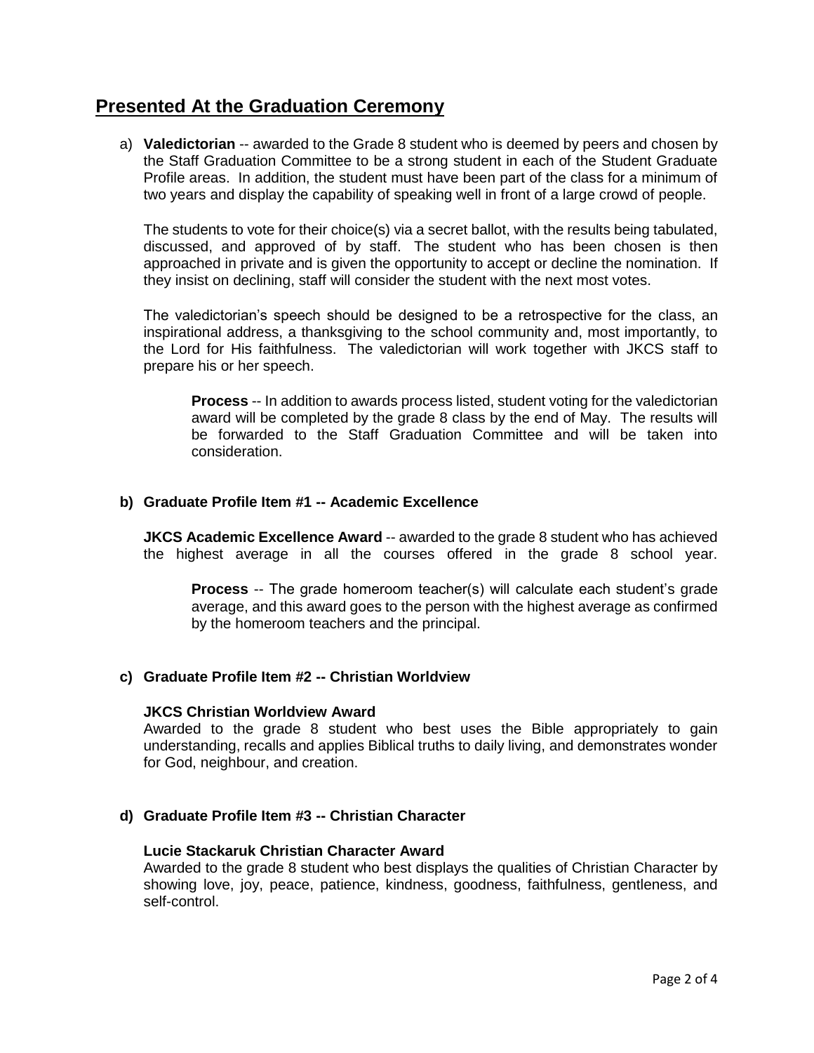## Presented At the Graduation Ceremony

a) **Valedictorian** -- awarded to the Grade 8 student who is deemed by peers and chosen by the Staff Graduation Committee to be a strong student in each of the Student Graduate Profile areas. In addition, the student must have been part of the class for a minimum of two years and display the capability of speaking well in front of a large crowd of people.

The students to vote for their choice(s) via a secret ballot, with the results being tabulated, discussed, and approved of by staff. The student who has been chosen is then approached in private and is given the opportunity to accept or decline the nomination. If they insist on declining, staff will consider the student with the next most votes.

The valedictorian's speech should be designed to be a retrospective for the class, an inspirational address, a thanksgiving to the school community and, most importantly, to the Lord for His faithfulness. The valedictorian will work together with JKCS staff to prepare his or her speech.

> **Process** -- In addition to awards process listed, student voting for the valedictorian award will be completed by the grade 8 class by the end of May. The results will be forwarded to the Staff Graduation Committee and will be taken into consideration.

**b) Graduate Profile Item #1 -- Academic Excellence**

**JKCS Academic Excellence Award** -- awarded to the grade 8 student who has achieved the highest average in all the courses offered in the grade 8 school year.

> **Process** -- The grade homeroom teacher(s) will calculate each student's grade average, and this award goes to the person with the highest average as confirmed by the homeroom teachers and the principal.

**c) Graduate Profile Item #2 -- Christian Worldview**

**JKCS Christian Worldview Award**
Awarded to the grade 8 student who best uses the Bible appropriately to gain understanding, recalls and applies Biblical truths to daily living, and demonstrates wonder for God, neighbour, and creation.

**d) Graduate Profile Item #3 -- Christian Character**

**Lucie Stackaruk Christian Character Award**
Awarded to the grade 8 student who best displays the qualities of Christian Character by showing love, joy, peace, patience, kindness, goodness, faithfulness, gentleness, and self-control.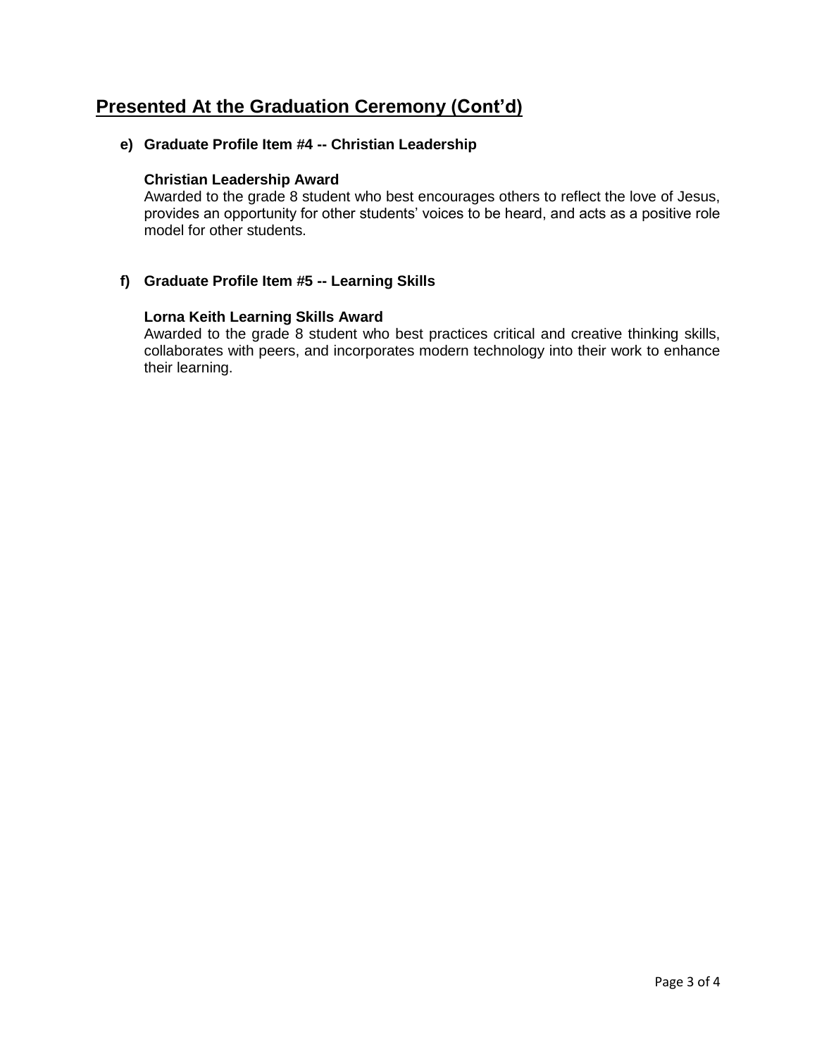## Presented At the Graduation Ceremony (Cont'd)

**e) Graduate Profile Item #4 -- Christian Leadership**

**Christian Leadership Award**
Awarded to the grade 8 student who best encourages others to reflect the love of Jesus, provides an opportunity for other students' voices to be heard, and acts as a positive role model for other students.

**f) Graduate Profile Item #5 -- Learning Skills**

**Lorna Keith Learning Skills Award**
Awarded to the grade 8 student who best practices critical and creative thinking skills, collaborates with peers, and incorporates modern technology into their work to enhance their learning.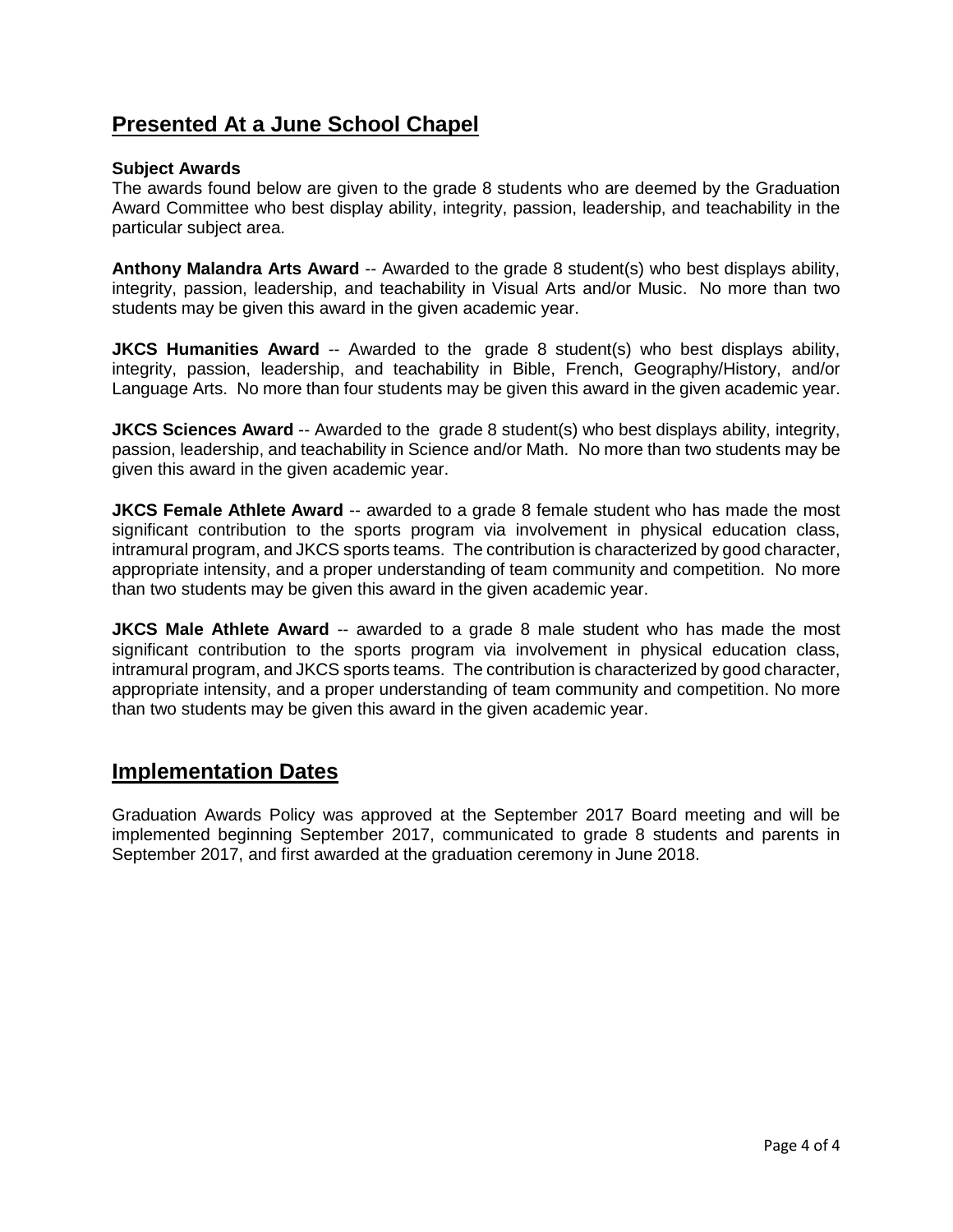## Presented At a June School Chapel

**Subject Awards**
The awards found below are given to the grade 8 students who are deemed by the Graduation Award Committee who best display ability, integrity, passion, leadership, and teachability in the particular subject area.

**Anthony Malandra Arts Award** -- Awarded to the grade 8 student(s) who best displays ability, integrity, passion, leadership, and teachability in Visual Arts and/or Music. No more than two students may be given this award in the given academic year.

**JKCS Humanities Award** -- Awarded to the grade 8 student(s) who best displays ability, integrity, passion, leadership, and teachability in Bible, French, Geography/History, and/or Language Arts. No more than four students may be given this award in the given academic year.

**JKCS Sciences Award** -- Awarded to the grade 8 student(s) who best displays ability, integrity, passion, leadership, and teachability in Science and/or Math. No more than two students may be given this award in the given academic year.

**JKCS Female Athlete Award** -- awarded to a grade 8 female student who has made the most significant contribution to the sports program via involvement in physical education class, intramural program, and JKCS sports teams. The contribution is characterized by good character, appropriate intensity, and a proper understanding of team community and competition. No more than two students may be given this award in the given academic year.

**JKCS Male Athlete Award** -- awarded to a grade 8 male student who has made the most significant contribution to the sports program via involvement in physical education class, intramural program, and JKCS sports teams. The contribution is characterized by good character, appropriate intensity, and a proper understanding of team community and competition. No more than two students may be given this award in the given academic year.

## Implementation Dates

Graduation Awards Policy was approved at the September 2017 Board meeting and will be implemented beginning September 2017, communicated to grade 8 students and parents in September 2017, and first awarded at the graduation ceremony in June 2018.